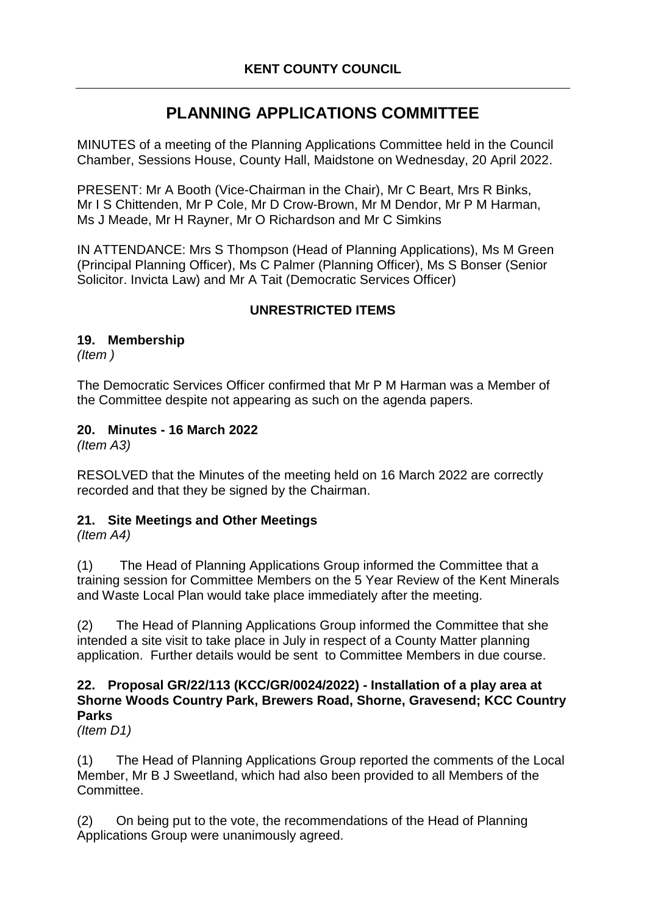**KENT COUNTY COUNCIL**

# PLANNING APPLICATIONS COMMITTEE

MINUTES of a meeting of the Planning Applications Committee held in the Council Chamber, Sessions House, County Hall, Maidstone on Wednesday, 20 April 2022.

PRESENT: Mr A Booth (Vice-Chairman in the Chair), Mr C Beart, Mrs R Binks, Mr I S Chittenden, Mr P Cole, Mr D Crow-Brown, Mr M Dendor, Mr P M Harman, Ms J Meade, Mr H Rayner, Mr O Richardson and Mr C Simkins

IN ATTENDANCE: Mrs S Thompson (Head of Planning Applications), Ms M Green (Principal Planning Officer), Ms C Palmer (Planning Officer), Ms S Bonser (Senior Solicitor. Invicta Law) and Mr A Tait (Democratic Services Officer)

## UNRESTRICTED ITEMS

### 19. Membership

*(Item )*

The Democratic Services Officer confirmed that Mr P M Harman was a Member of the Committee despite not appearing as such on the agenda papers.

### 20. Minutes - 16 March 2022

*(Item A3)*

RESOLVED that the Minutes of the meeting held on 16 March 2022 are correctly recorded and that they be signed by the Chairman.

### 21. Site Meetings and Other Meetings

*(Item A4)*

(1) The Head of Planning Applications Group informed the Committee that a training session for Committee Members on the 5 Year Review of the Kent Minerals and Waste Local Plan would take place immediately after the meeting.

(2) The Head of Planning Applications Group informed the Committee that she intended a site visit to take place in July in respect of a County Matter planning application. Further details would be sent to Committee Members in due course.

### 22. Proposal GR/22/113 (KCC/GR/0024/2022) - Installation of a play area at Shorne Woods Country Park, Brewers Road, Shorne, Gravesend; KCC Country Parks

*(Item D1)*

(1) The Head of Planning Applications Group reported the comments of the Local Member, Mr B J Sweetland, which had also been provided to all Members of the Committee.

(2) On being put to the vote, the recommendations of the Head of Planning Applications Group were unanimously agreed.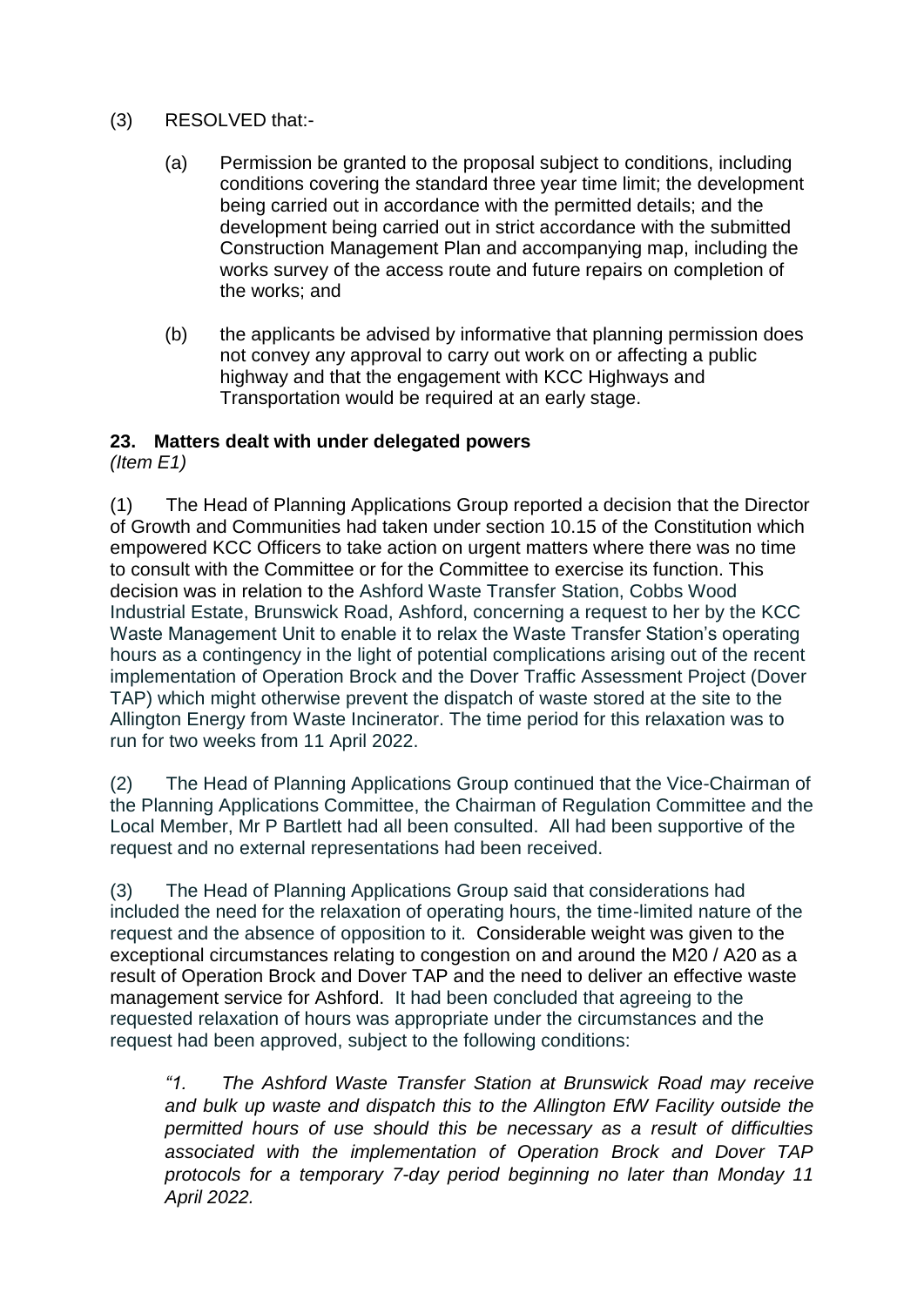(3) RESOLVED that:-

(a) Permission be granted to the proposal subject to conditions, including conditions covering the standard three year time limit; the development being carried out in accordance with the permitted details; and the development being carried out in strict accordance with the submitted Construction Management Plan and accompanying map, including the works survey of the access route and future repairs on completion of the works; and

(b) the applicants be advised by informative that planning permission does not convey any approval to carry out work on or affecting a public highway and that the engagement with KCC Highways and Transportation would be required at an early stage.

**23. Matters dealt with under delegated powers**
*(Item E1)*

(1) The Head of Planning Applications Group reported a decision that the Director of Growth and Communities had taken under section 10.15 of the Constitution which empowered KCC Officers to take action on urgent matters where there was no time to consult with the Committee or for the Committee to exercise its function. This decision was in relation to the Ashford Waste Transfer Station, Cobbs Wood Industrial Estate, Brunswick Road, Ashford, concerning a request to her by the KCC Waste Management Unit to enable it to relax the Waste Transfer Station's operating hours as a contingency in the light of potential complications arising out of the recent implementation of Operation Brock and the Dover Traffic Assessment Project (Dover TAP) which might otherwise prevent the dispatch of waste stored at the site to the Allington Energy from Waste Incinerator. The time period for this relaxation was to run for two weeks from 11 April 2022.

(2) The Head of Planning Applications Group continued that the Vice-Chairman of the Planning Applications Committee, the Chairman of Regulation Committee and the Local Member, Mr P Bartlett had all been consulted. All had been supportive of the request and no external representations had been received.

(3) The Head of Planning Applications Group said that considerations had included the need for the relaxation of operating hours, the time-limited nature of the request and the absence of opposition to it. Considerable weight was given to the exceptional circumstances relating to congestion on and around the M20 / A20 as a result of Operation Brock and Dover TAP and the need to deliver an effective waste management service for Ashford. It had been concluded that agreeing to the requested relaxation of hours was appropriate under the circumstances and the request had been approved, subject to the following conditions:

*"1. The Ashford Waste Transfer Station at Brunswick Road may receive and bulk up waste and dispatch this to the Allington EfW Facility outside the permitted hours of use should this be necessary as a result of difficulties associated with the implementation of Operation Brock and Dover TAP protocols for a temporary 7-day period beginning no later than Monday 11 April 2022.*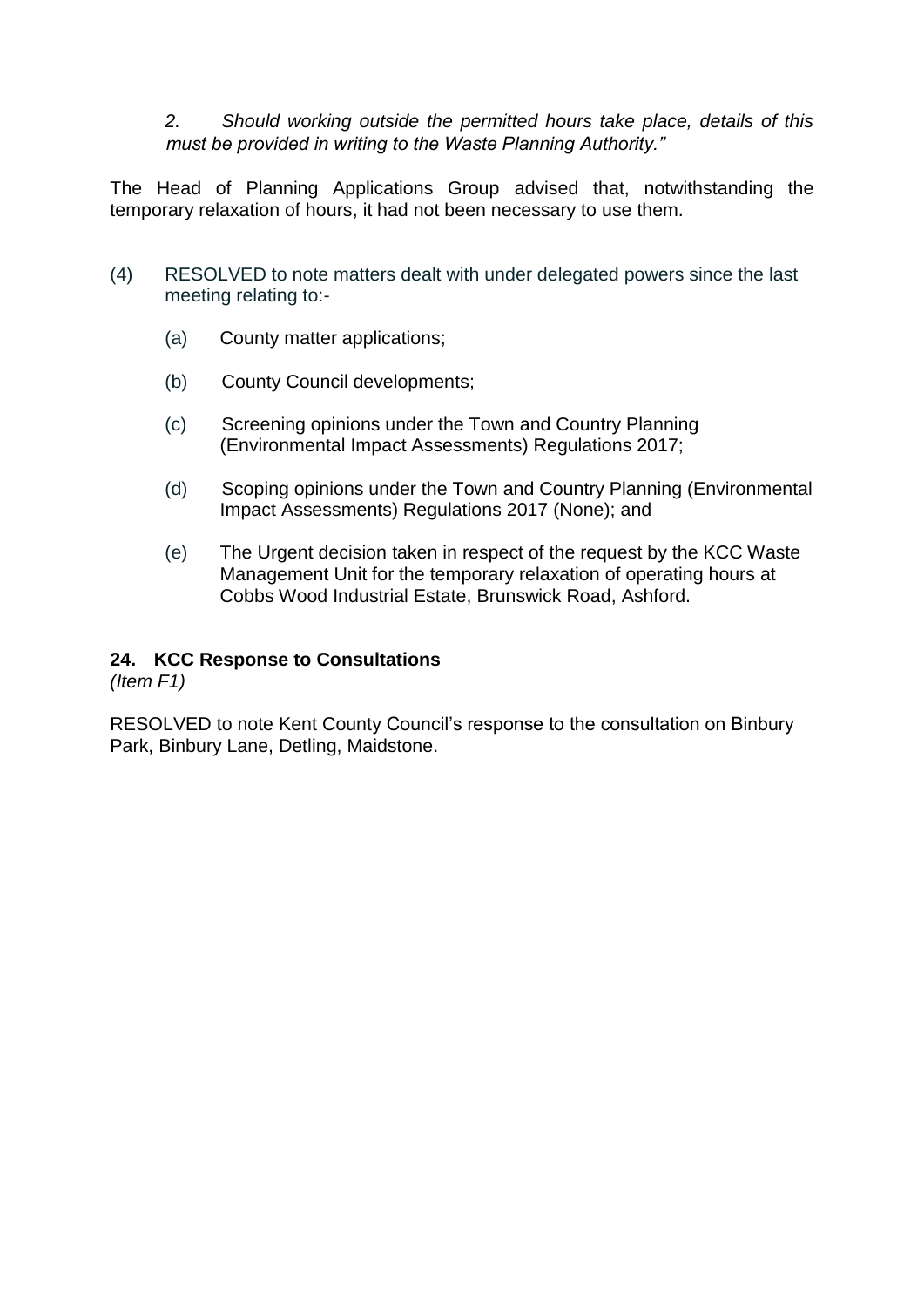*2. Should working outside the permitted hours take place, details of this must be provided in writing to the Waste Planning Authority."*

The Head of Planning Applications Group advised that, notwithstanding the temporary relaxation of hours, it had not been necessary to use them.

(4) RESOLVED to note matters dealt with under delegated powers since the last meeting relating to:-

(a) County matter applications;

(b) County Council developments;

(c) Screening opinions under the Town and Country Planning (Environmental Impact Assessments) Regulations 2017;

(d) Scoping opinions under the Town and Country Planning (Environmental Impact Assessments) Regulations 2017 (None); and

(e) The Urgent decision taken in respect of the request by the KCC Waste Management Unit for the temporary relaxation of operating hours at Cobbs Wood Industrial Estate, Brunswick Road, Ashford.

## 24. KCC Response to Consultations

*(Item F1)*

RESOLVED to note Kent County Council's response to the consultation on Binbury Park, Binbury Lane, Detling, Maidstone.